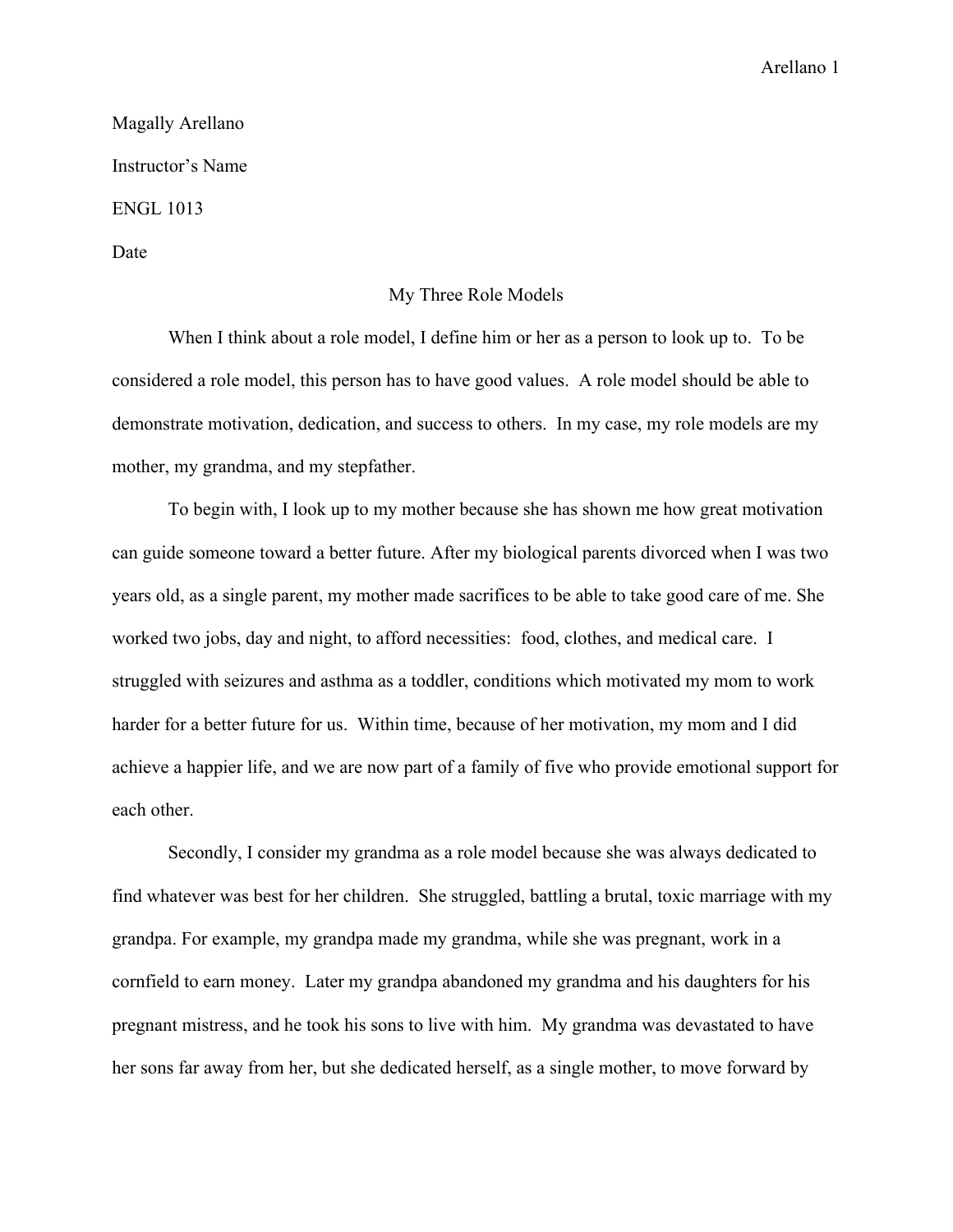Magally Arellano

Instructor's Name

ENGL 1013

Date

# My Three Role Models

When I think about a role model, I define him or her as a person to look up to. To be considered a role model, this person has to have good values. A role model should be able to demonstrate motivation, dedication, and success to others. In my case, my role models are my mother, my grandma, and my stepfather.

To begin with, I look up to my mother because she has shown me how great motivation can guide someone toward a better future. After my biological parents divorced when I was two years old, as a single parent, my mother made sacrifices to be able to take good care of me. She worked two jobs, day and night, to afford necessities: food, clothes, and medical care. I struggled with seizures and asthma as a toddler, conditions which motivated my mom to work harder for a better future for us. Within time, because of her motivation, my mom and I did achieve a happier life, and we are now part of a family of five who provide emotional support for each other.

Secondly, I consider my grandma as a role model because she was always dedicated to find whatever was best for her children. She struggled, battling a brutal, toxic marriage with my grandpa. For example, my grandpa made my grandma, while she was pregnant, work in a cornfield to earn money. Later my grandpa abandoned my grandma and his daughters for his pregnant mistress, and he took his sons to live with him. My grandma was devastated to have her sons far away from her, but she dedicated herself, as a single mother, to move forward by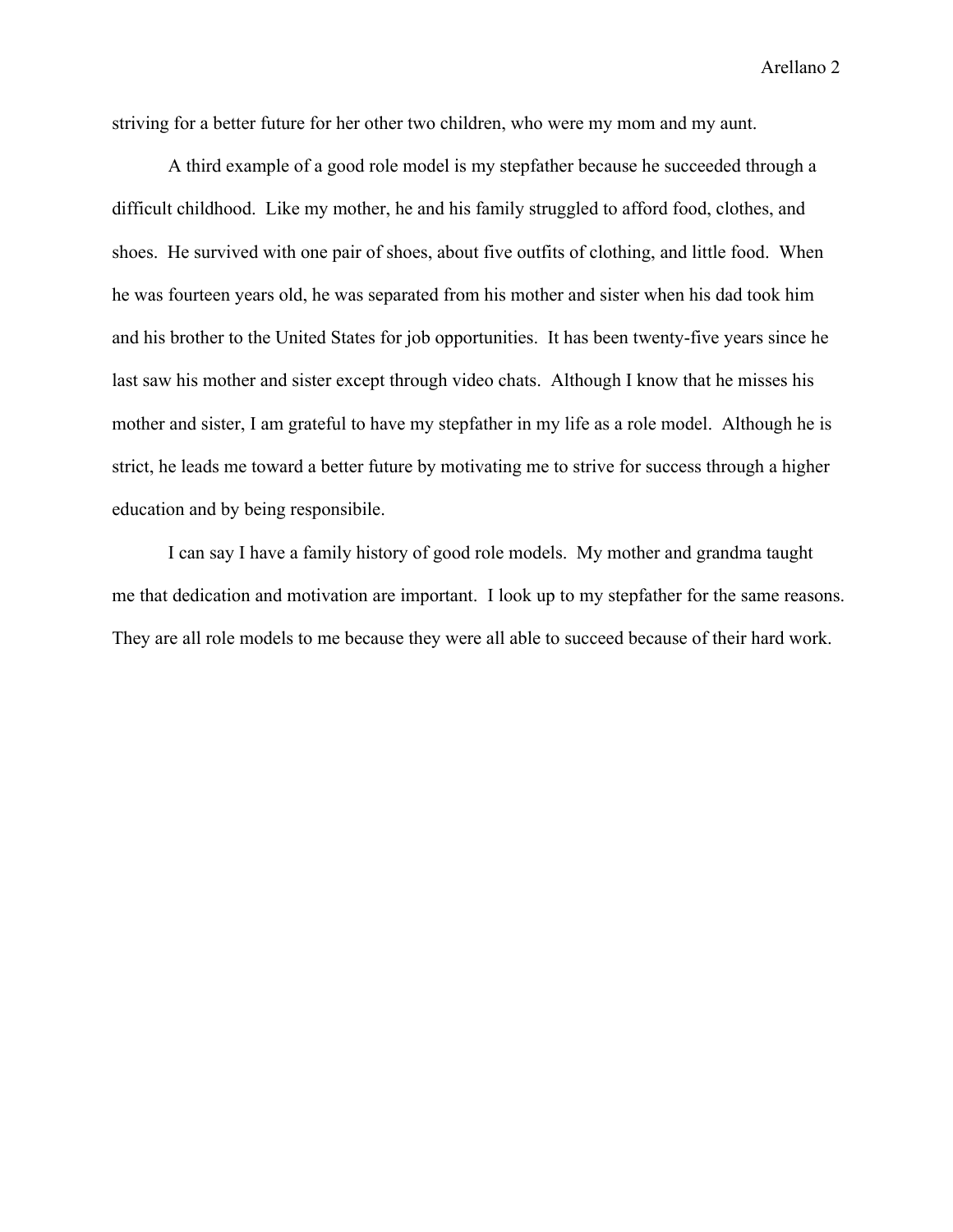striving for a better future for her other two children, who were my mom and my aunt.

A third example of a good role model is my stepfather because he succeeded through a difficult childhood. Like my mother, he and his family struggled to afford food, clothes, and shoes. He survived with one pair of shoes, about five outfits of clothing, and little food. When he was fourteen years old, he was separated from his mother and sister when his dad took him and his brother to the United States for job opportunities. It has been twenty-five years since he last saw his mother and sister except through video chats. Although I know that he misses his mother and sister, I am grateful to have my stepfather in my life as a role model. Although he is strict, he leads me toward a better future by motivating me to strive for success through a higher education and by being responsibile.

I can say I have a family history of good role models. My mother and grandma taught me that dedication and motivation are important. I look up to my stepfather for the same reasons. They are all role models to me because they were all able to succeed because of their hard work.